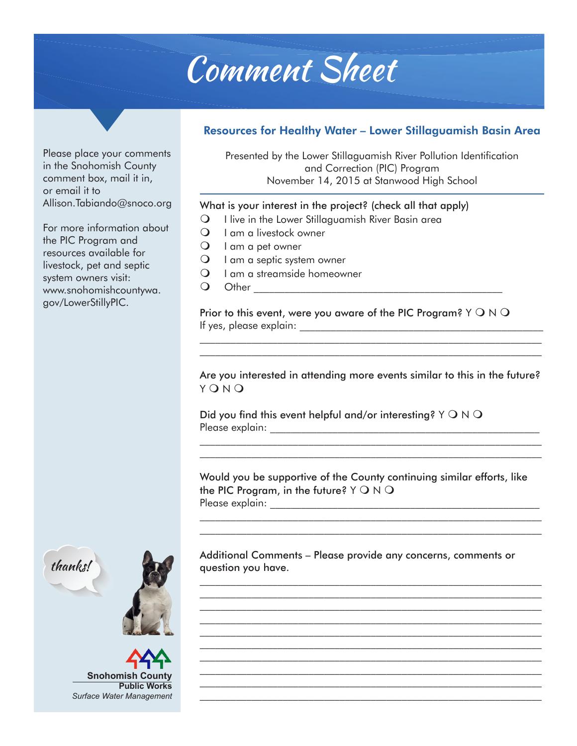# Comment Sheet

Please place your comments in the Snohomish County comment box, mail it in, or email it to Allison.Tabiando@snoco.org

For more information about the PIC Program and resources available for livestock, pet and septic system owners visit: www.snohomishcountywa.gov/LowerStillyPIC.

## Resources for Healthy Water – Lower Stillaguamish Basin Area

Presented by the Lower Stillaguamish River Pollution Identification and Correction (PIC) Program
November 14, 2015 at Stanwood High School

What is your interest in the project? (check all that apply)

- ❍ I live in the Lower Stillaguamish River Basin area
- ❍ I am a livestock owner
- ❍ I am a pet owner
- ❍ I am a septic system owner
- ❍ I am a streamside homeowner
- ❍ Other ___________________________________________

Prior to this event, were you aware of the PIC Program? Y ❍ N ❍
If yes, please explain: ___________________________________________

___________________________________________________________

___________________________________________________________

Are you interested in attending more events similar to this in the future?
Y ❍ N ❍

Did you find this event helpful and/or interesting? Y ❍ N ❍
Please explain: ___________________________________________

___________________________________________________________

___________________________________________________________

Would you be supportive of the County continuing similar efforts, like the PIC Program, in the future? Y ❍ N ❍
Please explain: ___________________________________________

___________________________________________________________

___________________________________________________________

Additional Comments – Please provide any concerns, comments or question you have.

___________________________________________________________

___________________________________________________________

___________________________________________________________

___________________________________________________________

___________________________________________________________

___________________________________________________________

___________________________________________________________

___________________________________________________________

___________________________________________________________

___________________________________________________________

thanks!

**Snohomish County**
**Public Works**
*Surface Water Management*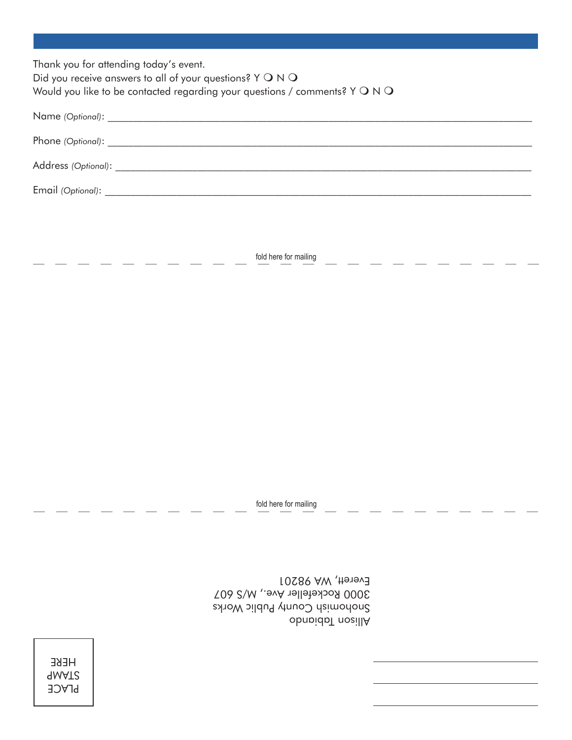Thank you for attending today's event.
Did you receive answers to all of your questions? Y ❍ N ❍
Would you like to be contacted regarding your questions / comments? Y ❍ N ❍

Name *(Optional)*: ______________________________________________

Phone *(Optional)*: ______________________________________________

Address *(Optional)*: ______________________________________________

Email *(Optional)*: ______________________________________________

fold here for mailing

fold here for mailing

PLACE
STAMP
HERE

Allison Tabiando
Snohomish County Public Works
3000 Rockefeller Ave., M/S 607
Everett, WA 98201